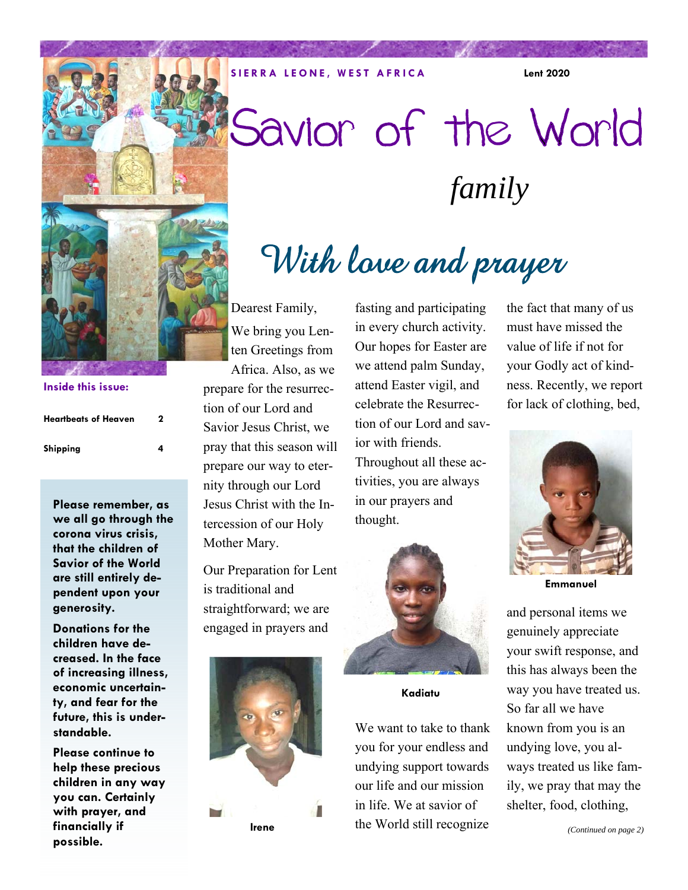**SIERRA LEONE, WEST AFRICA** Lent 2020

# Savior of the World

*family*

## With love and prayer

**Inside this issue:**

| | |
|---|---|
| Heartbeats of Heaven | 2 |
| Shipping | 4 |

**Please remember, as we all go through the corona virus crisis, that the children of Savior of the World are still entirely dependent upon your generosity.**

**Donations for the children have decreased. In the face of increasing illness, economic uncertainty, and fear for the future, this is understandable.**

**Please continue to help these precious children in any way you can. Certainly with prayer, and financially if possible.**

Dearest Family,

We bring you Lenten Greetings from Africa. Also, as we prepare for the resurrection of our Lord and Savior Jesus Christ, we pray that this season will prepare our way to eternity through our Lord Jesus Christ with the Intercession of our Holy Mother Mary.

Our Preparation for Lent is traditional and straightforward; we are engaged in prayers and fasting and participating in every church activity. Our hopes for Easter are we attend palm Sunday, attend Easter vigil, and celebrate the Resurrection of our Lord and savior with friends. Throughout all these activities, you are always in our prayers and thought.

Irene

Kadiatu

We want to take to thank you for your endless and undying support towards our life and our mission in life. We at savior of the World still recognize the fact that many of us must have missed the value of life if not for your Godly act of kindness. Recently, we report for lack of clothing, bed,

Emmanuel

and personal items we genuinely appreciate your swift response, and this has always been the way you have treated us. So far all we have known from you is an undying love, you always treated us like family, we pray that may the shelter, food, clothing,

*(Continued on page 2)*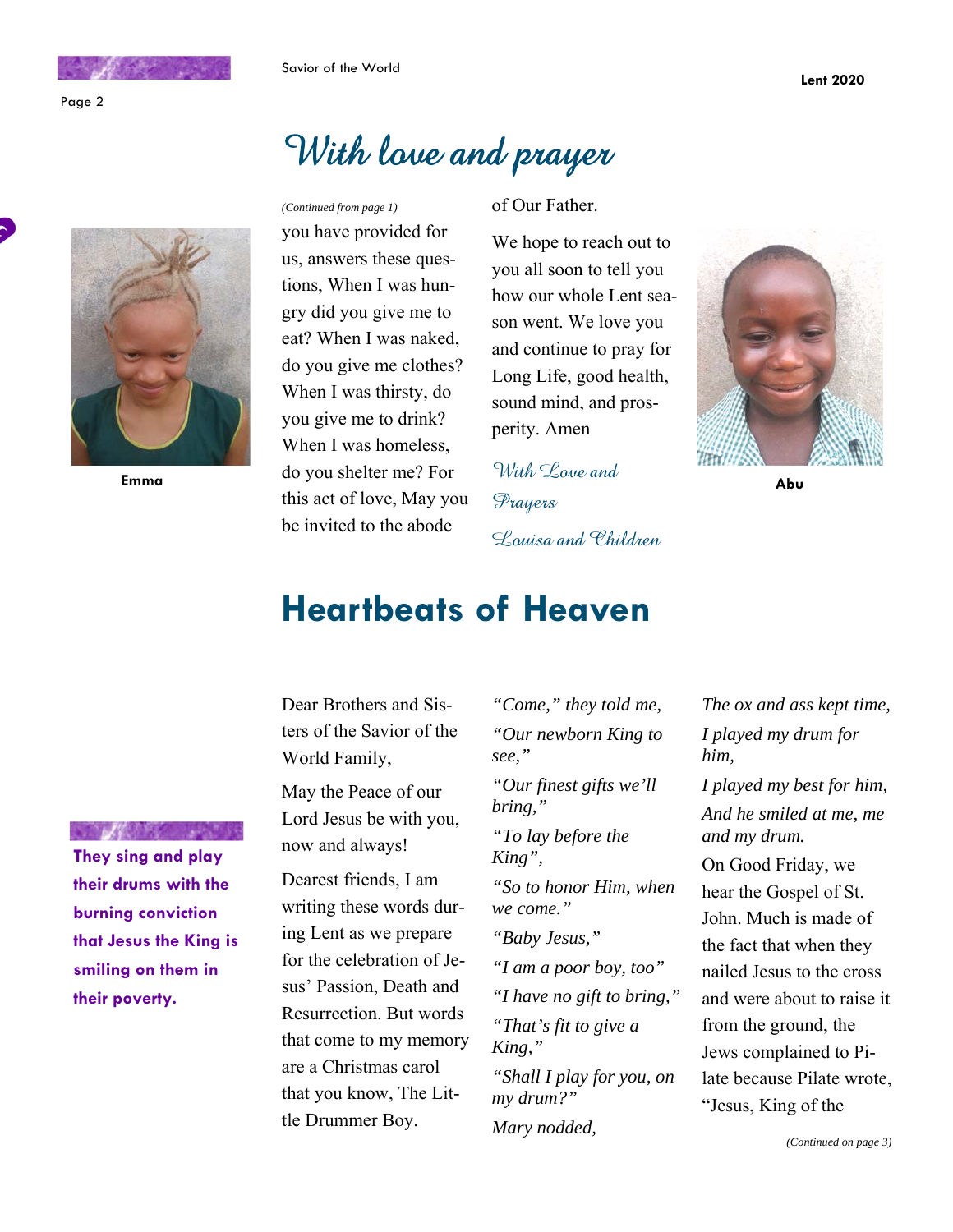# With love and prayer

*(Continued from page 1)*

you have provided for us, answers these questions, When I was hungry did you give me to eat? When I was naked, do you give me clothes? When I was thirsty, do you give me to drink? When I was homeless, do you shelter me? For this act of love, May you be invited to the abode of Our Father.

We hope to reach out to you all soon to tell you how our whole Lent season went. We love you and continue to pray for Long Life, good health, sound mind, and prosperity. Amen

*With Love and Prayers*

*Louisa and Children*

Emma

Abu

# Heartbeats of Heaven

**They sing and play their drums with the burning conviction that Jesus the King is smiling on them in their poverty.**

Dear Brothers and Sisters of the Savior of the World Family,

May the Peace of our Lord Jesus be with you, now and always!

Dearest friends, I am writing these words during Lent as we prepare for the celebration of Jesus' Passion, Death and Resurrection. But words that come to my memory are a Christmas carol that you know, The Little Drummer Boy.

*"Come," they told me,*

*"Our newborn King to see,"*

*"Our finest gifts we'll bring,"*

*"To lay before the King",*

*"So to honor Him, when we come."*

*"Baby Jesus,"*

*"I am a poor boy, too"*

*"I have no gift to bring,"*

*"That's fit to give a King,"*

*"Shall I play for you, on my drum?"*

*Mary nodded,*

*The ox and ass kept time,*

*I played my drum for him,*

*I played my best for him,*

*And he smiled at me, me and my drum.*

On Good Friday, we hear the Gospel of St. John. Much is made of the fact that when they nailed Jesus to the cross and were about to raise it from the ground, the Jews complained to Pilate because Pilate wrote, "Jesus, King of the

*(Continued on page 3)*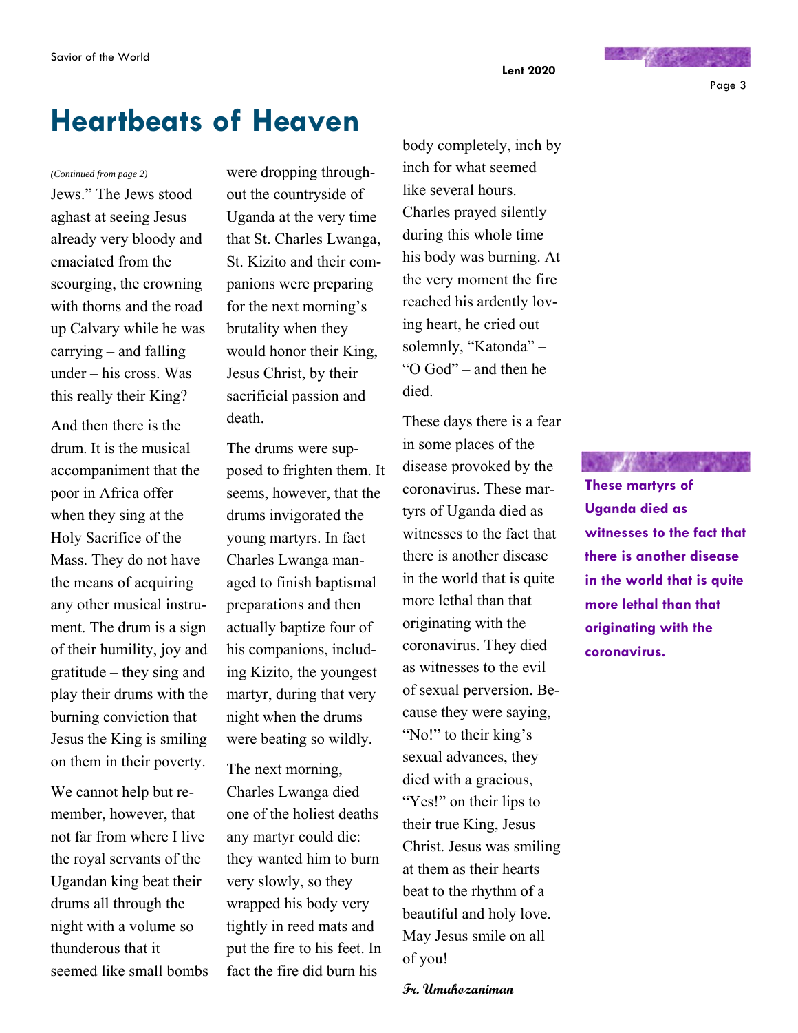# Heartbeats of Heaven

*(Continued from page 2)*

Jews." The Jews stood aghast at seeing Jesus already very bloody and emaciated from the scourging, the crowning with thorns and the road up Calvary while he was carrying – and falling under – his cross. Was this really their King?

And then there is the drum. It is the musical accompaniment that the poor in Africa offer when they sing at the Holy Sacrifice of the Mass. They do not have the means of acquiring any other musical instrument. The drum is a sign of their humility, joy and gratitude – they sing and play their drums with the burning conviction that Jesus the King is smiling on them in their poverty.

We cannot help but remember, however, that not far from where I live the royal servants of the Ugandan king beat their drums all through the night with a volume so thunderous that it seemed like small bombs were dropping throughout the countryside of Uganda at the very time that St. Charles Lwanga, St. Kizito and their companions were preparing for the next morning's brutality when they would honor their King, Jesus Christ, by their sacrificial passion and death.

The drums were supposed to frighten them. It seems, however, that the drums invigorated the young martyrs. In fact Charles Lwanga managed to finish baptismal preparations and then actually baptize four of his companions, including Kizito, the youngest martyr, during that very night when the drums were beating so wildly.

The next morning, Charles Lwanga died one of the holiest deaths any martyr could die: they wanted him to burn very slowly, so they wrapped his body very tightly in reed mats and put the fire to his feet. In fact the fire did burn his body completely, inch by inch for what seemed like several hours. Charles prayed silently during this whole time his body was burning. At the very moment the fire reached his ardently loving heart, he cried out solemnly, "Katonda" – "O God" – and then he died.

These days there is a fear in some places of the disease provoked by the coronavirus. These martyrs of Uganda died as witnesses to the fact that there is another disease in the world that is quite more lethal than that originating with the coronavirus. They died as witnesses to the evil of sexual perversion. Because they were saying, "No!" to their king's sexual advances, they died with a gracious, "Yes!" on their lips to their true King, Jesus Christ. Jesus was smiling at them as their hearts beat to the rhythm of a beautiful and holy love. May Jesus smile on all of you!

*Fr. Umuhozaniman*

**These martyrs of Uganda died as witnesses to the fact that there is another disease in the world that is quite more lethal than that originating with the coronavirus.**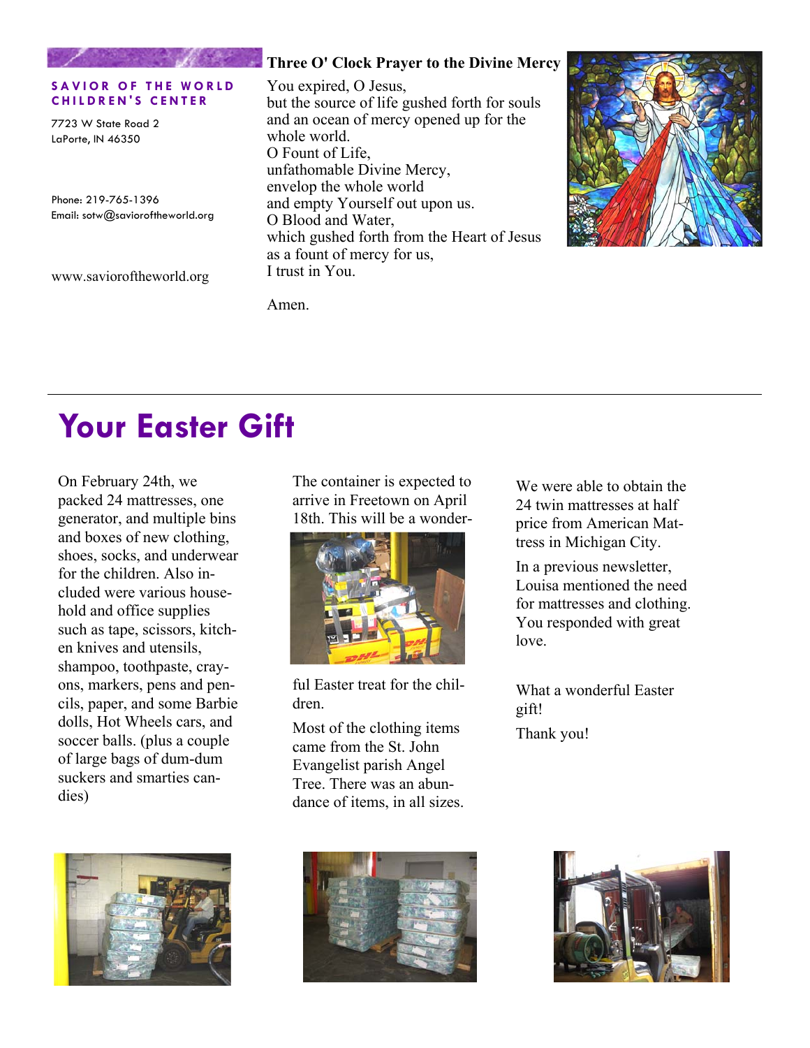**SAVIOR OF THE WORLD CHILDREN'S CENTER**

7723 W State Road 2
LaPorte, IN 46350

Phone: 219-765-1396
Email: sotw@savioroftheworld.org

www.savioroftheworld.org

**Three O' Clock Prayer to the Divine Mercy**

You expired, O Jesus,
but the source of life gushed forth for souls
and an ocean of mercy opened up for the whole world.
O Fount of Life,
unfathomable Divine Mercy,
envelop the whole world
and empty Yourself out upon us.
O Blood and Water,
which gushed forth from the Heart of Jesus
as a fount of mercy for us,
I trust in You.

Amen.

---

# Your Easter Gift

On February 24th, we packed 24 mattresses, one generator, and multiple bins and boxes of new clothing, shoes, socks, and underwear for the children. Also included were various household and office supplies such as tape, scissors, kitchen knives and utensils, shampoo, toothpaste, crayons, markers, pens and pencils, paper, and some Barbie dolls, Hot Wheels cars, and soccer balls. (plus a couple of large bags of dum-dum suckers and smarties candies)

The container is expected to arrive in Freetown on April 18th. This will be a wonderful Easter treat for the children.

Most of the clothing items came from the St. John Evangelist parish Angel Tree. There was an abundance of items, in all sizes.

We were able to obtain the 24 twin mattresses at half price from American Mattress in Michigan City.

In a previous newsletter, Louisa mentioned the need for mattresses and clothing. You responded with great love.

What a wonderful Easter gift!

Thank you!